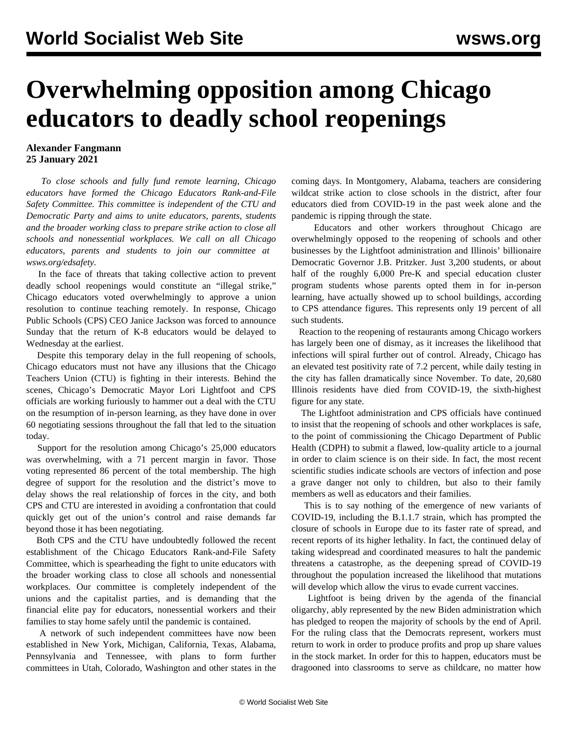# Overwhelming opposition among Chicago educators to deadly school reopenings

**Alexander Fangmann**
**25 January 2021**

*To close schools and fully fund remote learning, Chicago educators have formed the Chicago Educators Rank-and-File Safety Committee. This committee is independent of the CTU and Democratic Party and aims to unite educators, parents, students and the broader working class to prepare strike action to close all schools and nonessential workplaces. We call on all Chicago educators, parents and students to join our committee at wsws.org/edsafety.*

In the face of threats that taking collective action to prevent deadly school reopenings would constitute an "illegal strike," Chicago educators voted overwhelmingly to approve a union resolution to continue teaching remotely. In response, Chicago Public Schools (CPS) CEO Janice Jackson was forced to announce Sunday that the return of K-8 educators would be delayed to Wednesday at the earliest.

Despite this temporary delay in the full reopening of schools, Chicago educators must not have any illusions that the Chicago Teachers Union (CTU) is fighting in their interests. Behind the scenes, Chicago's Democratic Mayor Lori Lightfoot and CPS officials are working furiously to hammer out a deal with the CTU on the resumption of in-person learning, as they have done in over 60 negotiating sessions throughout the fall that led to the situation today.

Support for the resolution among Chicago's 25,000 educators was overwhelming, with a 71 percent margin in favor. Those voting represented 86 percent of the total membership. The high degree of support for the resolution and the district's move to delay shows the real relationship of forces in the city, and both CPS and CTU are interested in avoiding a confrontation that could quickly get out of the union's control and raise demands far beyond those it has been negotiating.

Both CPS and the CTU have undoubtedly followed the recent establishment of the Chicago Educators Rank-and-File Safety Committee, which is spearheading the fight to unite educators with the broader working class to close all schools and nonessential workplaces. Our committee is completely independent of the unions and the capitalist parties, and is demanding that the financial elite pay for educators, nonessential workers and their families to stay home safely until the pandemic is contained.

A network of such independent committees have now been established in New York, Michigan, California, Texas, Alabama, Pennsylvania and Tennessee, with plans to form further committees in Utah, Colorado, Washington and other states in the coming days. In Montgomery, Alabama, teachers are considering wildcat strike action to close schools in the district, after four educators died from COVID-19 in the past week alone and the pandemic is ripping through the state.

Educators and other workers throughout Chicago are overwhelmingly opposed to the reopening of schools and other businesses by the Lightfoot administration and Illinois' billionaire Democratic Governor J.B. Pritzker. Just 3,200 students, or about half of the roughly 6,000 Pre-K and special education cluster program students whose parents opted them in for in-person learning, have actually showed up to school buildings, according to CPS attendance figures. This represents only 19 percent of all such students.

Reaction to the reopening of restaurants among Chicago workers has largely been one of dismay, as it increases the likelihood that infections will spiral further out of control. Already, Chicago has an elevated test positivity rate of 7.2 percent, while daily testing in the city has fallen dramatically since November. To date, 20,680 Illinois residents have died from COVID-19, the sixth-highest figure for any state.

The Lightfoot administration and CPS officials have continued to insist that the reopening of schools and other workplaces is safe, to the point of commissioning the Chicago Department of Public Health (CDPH) to submit a flawed, low-quality article to a journal in order to claim science is on their side. In fact, the most recent scientific studies indicate schools are vectors of infection and pose a grave danger not only to children, but also to their family members as well as educators and their families.

This is to say nothing of the emergence of new variants of COVID-19, including the B.1.1.7 strain, which has prompted the closure of schools in Europe due to its faster rate of spread, and recent reports of its higher lethality. In fact, the continued delay of taking widespread and coordinated measures to halt the pandemic threatens a catastrophe, as the deepening spread of COVID-19 throughout the population increased the likelihood that mutations will develop which allow the virus to evade current vaccines.

Lightfoot is being driven by the agenda of the financial oligarchy, ably represented by the new Biden administration which has pledged to reopen the majority of schools by the end of April. For the ruling class that the Democrats represent, workers must return to work in order to produce profits and prop up share values in the stock market. In order for this to happen, educators must be dragooned into classrooms to serve as childcare, no matter how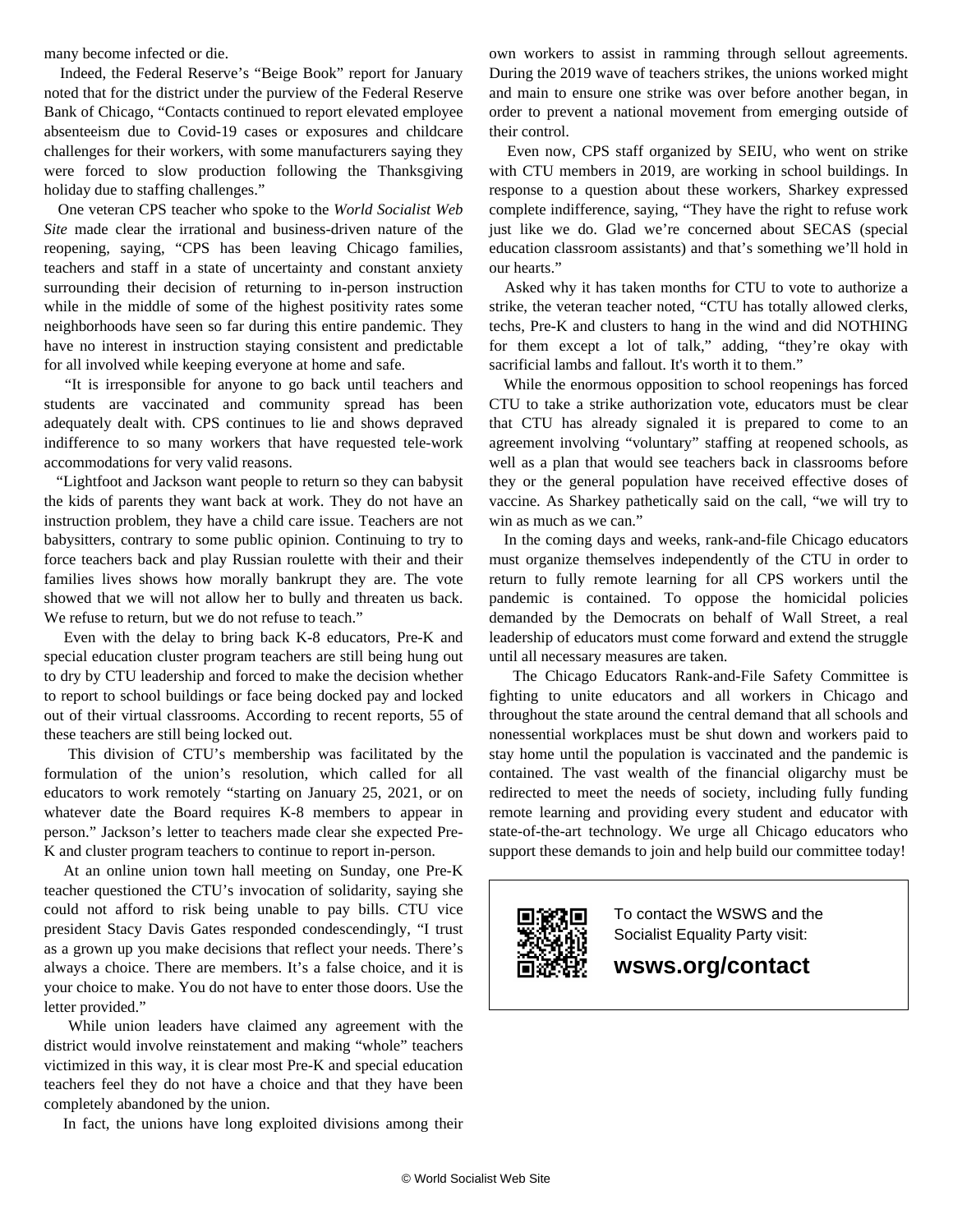many become infected or die.

Indeed, the Federal Reserve's "Beige Book" report for January noted that for the district under the purview of the Federal Reserve Bank of Chicago, "Contacts continued to report elevated employee absenteeism due to Covid-19 cases or exposures and childcare challenges for their workers, with some manufacturers saying they were forced to slow production following the Thanksgiving holiday due to staffing challenges."

One veteran CPS teacher who spoke to the *World Socialist Web Site* made clear the irrational and business-driven nature of the reopening, saying, "CPS has been leaving Chicago families, teachers and staff in a state of uncertainty and constant anxiety surrounding their decision of returning to in-person instruction while in the middle of some of the highest positivity rates some neighborhoods have seen so far during this entire pandemic. They have no interest in instruction staying consistent and predictable for all involved while keeping everyone at home and safe.

"It is irresponsible for anyone to go back until teachers and students are vaccinated and community spread has been adequately dealt with. CPS continues to lie and shows depraved indifference to so many workers that have requested tele-work accommodations for very valid reasons.

"Lightfoot and Jackson want people to return so they can babysit the kids of parents they want back at work. They do not have an instruction problem, they have a child care issue. Teachers are not babysitters, contrary to some public opinion. Continuing to try to force teachers back and play Russian roulette with their and their families lives shows how morally bankrupt they are. The vote showed that we will not allow her to bully and threaten us back. We refuse to return, but we do not refuse to teach."

Even with the delay to bring back K-8 educators, Pre-K and special education cluster program teachers are still being hung out to dry by CTU leadership and forced to make the decision whether to report to school buildings or face being docked pay and locked out of their virtual classrooms. According to recent reports, 55 of these teachers are still being locked out.

This division of CTU's membership was facilitated by the formulation of the union's resolution, which called for all educators to work remotely "starting on January 25, 2021, or on whatever date the Board requires K-8 members to appear in person." Jackson's letter to teachers made clear she expected Pre-K and cluster program teachers to continue to report in-person.

At an online union town hall meeting on Sunday, one Pre-K teacher questioned the CTU's invocation of solidarity, saying she could not afford to risk being unable to pay bills. CTU vice president Stacy Davis Gates responded condescendingly, "I trust as a grown up you make decisions that reflect your needs. There's always a choice. There are members. It's a false choice, and it is your choice to make. You do not have to enter those doors. Use the letter provided."

While union leaders have claimed any agreement with the district would involve reinstatement and making "whole" teachers victimized in this way, it is clear most Pre-K and special education teachers feel they do not have a choice and that they have been completely abandoned by the union.

In fact, the unions have long exploited divisions among their own workers to assist in ramming through sellout agreements. During the 2019 wave of teachers strikes, the unions worked might and main to ensure one strike was over before another began, in order to prevent a national movement from emerging outside of their control.

Even now, CPS staff organized by SEIU, who went on strike with CTU members in 2019, are working in school buildings. In response to a question about these workers, Sharkey expressed complete indifference, saying, "They have the right to refuse work just like we do. Glad we're concerned about SECAS (special education classroom assistants) and that's something we'll hold in our hearts."

Asked why it has taken months for CTU to vote to authorize a strike, the veteran teacher noted, "CTU has totally allowed clerks, techs, Pre-K and clusters to hang in the wind and did NOTHING for them except a lot of talk," adding, "they're okay with sacrificial lambs and fallout. It's worth it to them."

While the enormous opposition to school reopenings has forced CTU to take a strike authorization vote, educators must be clear that CTU has already signaled it is prepared to come to an agreement involving "voluntary" staffing at reopened schools, as well as a plan that would see teachers back in classrooms before they or the general population have received effective doses of vaccine. As Sharkey pathetically said on the call, "we will try to win as much as we can."

In the coming days and weeks, rank-and-file Chicago educators must organize themselves independently of the CTU in order to return to fully remote learning for all CPS workers until the pandemic is contained. To oppose the homicidal policies demanded by the Democrats on behalf of Wall Street, a real leadership of educators must come forward and extend the struggle until all necessary measures are taken.

The Chicago Educators Rank-and-File Safety Committee is fighting to unite educators and all workers in Chicago and throughout the state around the central demand that all schools and nonessential workplaces must be shut down and workers paid to stay home until the population is vaccinated and the pandemic is contained. The vast wealth of the financial oligarchy must be redirected to meet the needs of society, including fully funding remote learning and providing every student and educator with state-of-the-art technology. We urge all Chicago educators who support these demands to join and help build our committee today!

To contact the WSWS and the Socialist Equality Party visit:

**wsws.org/contact**